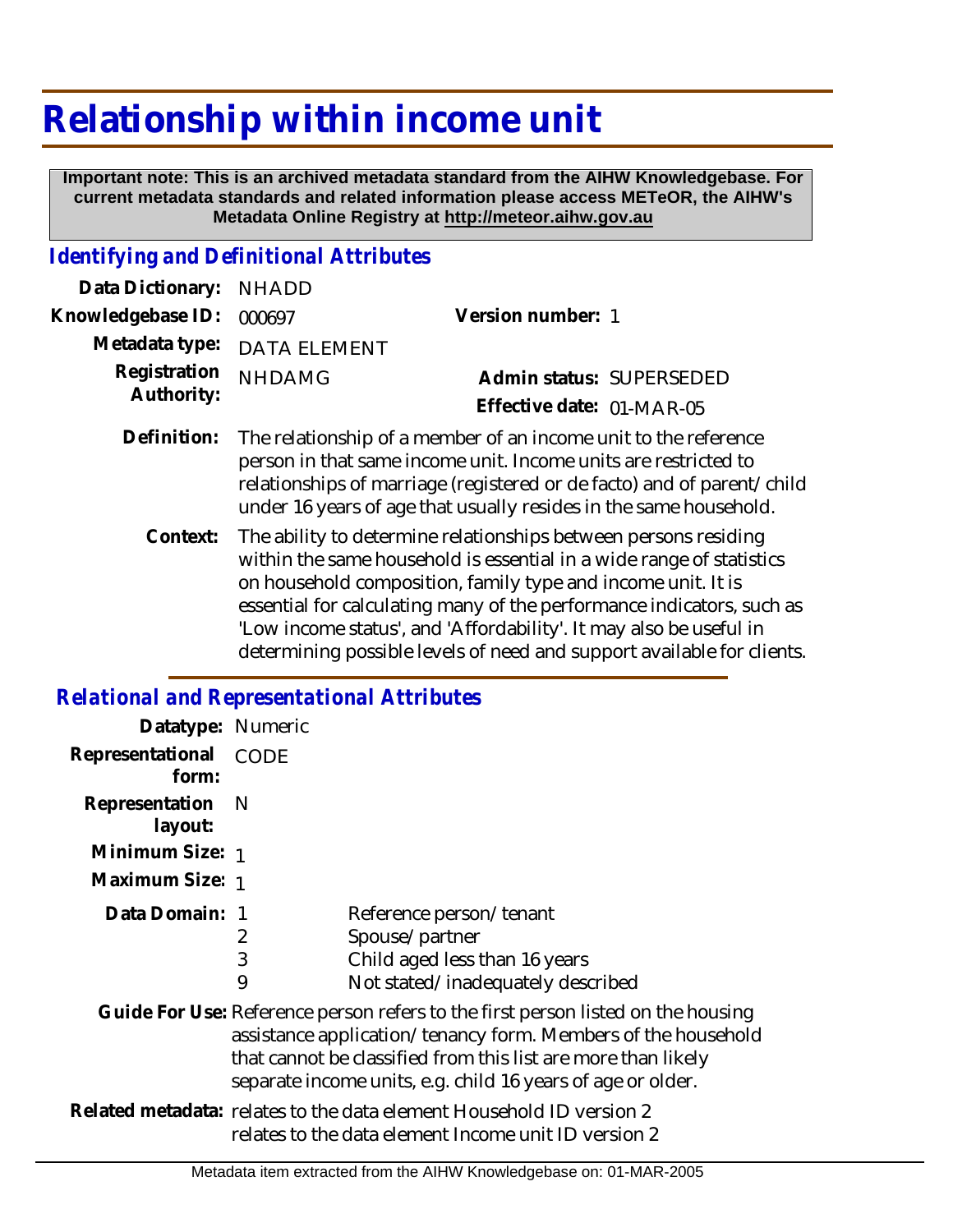# Relationship within income unit

**Important note: This is an archived metadata standard from the AIHW Knowledgebase. For current metadata standards and related information please access METeOR, the AIHW's Metadata Online Registry at http://meteor.aihw.gov.au**

## Identifying and Definitional Attributes

| | | | |
|---|---|---|---|
| **Data Dictionary:** | NHADD | | |
| **Knowledgebase ID:** | 000697 | **Version number:** | 1 |
| **Metadata type:** | DATA ELEMENT | | |
| **Registration Authority:** | NHDAMG | **Admin status:** | SUPERSEDED |
| | | **Effective date:** | 01-MAR-05 |

**Definition:** The relationship of a member of an income unit to the reference person in that same income unit. Income units are restricted to relationships of marriage (registered or de facto) and of parent/child under 16 years of age that usually resides in the same household.

**Context:** The ability to determine relationships between persons residing within the same household is essential in a wide range of statistics on household composition, family type and income unit. It is essential for calculating many of the performance indicators, such as 'Low income status', and 'Affordability'. It may also be useful in determining possible levels of need and support available for clients.

## Relational and Representational Attributes

**Datatype:** Numeric

**Representational form:** CODE

**Representation layout:** N

**Minimum Size:** 1

**Maximum Size:** 1

**Data Domain:**

| Code | Description |
|---|---|
| 1 | Reference person/tenant |
| 2 | Spouse/partner |
| 3 | Child aged less than 16 years |
| 9 | Not stated/inadequately described |

**Guide For Use:** Reference person refers to the first person listed on the housing assistance application/tenancy form. Members of the household that cannot be classified from this list are more than likely separate income units, e.g. child 16 years of age or older.

**Related metadata:** relates to the data element Household ID version 2
relates to the data element Income unit ID version 2

Metadata item extracted from the AIHW Knowledgebase on: 01-MAR-2005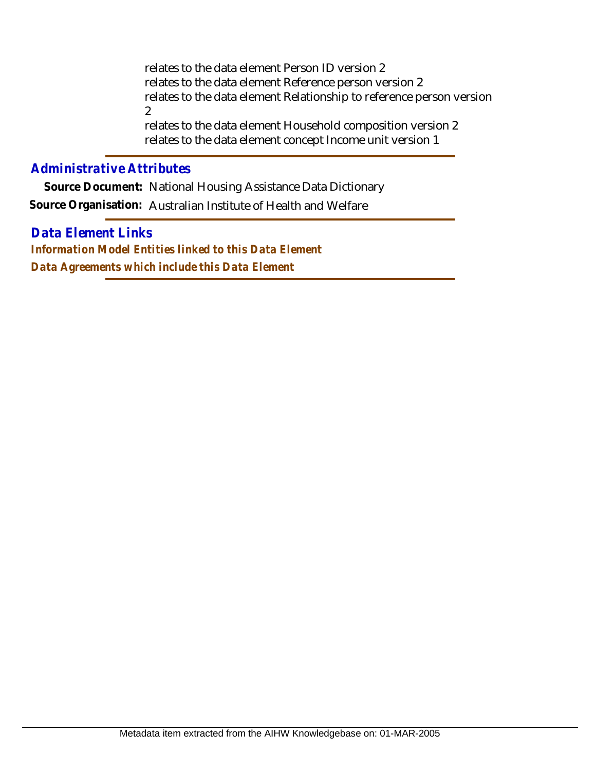relates to the data element Person ID version 2
relates to the data element Reference person version 2
relates to the data element Relationship to reference person version 2
relates to the data element Household composition version 2
relates to the data element concept Income unit version 1

## Administrative Attributes

**Source Document:** National Housing Assistance Data Dictionary

**Source Organisation:** Australian Institute of Health and Welfare

## Data Element Links

***Information Model Entities linked to this Data Element***

***Data Agreements which include this Data Element***

Metadata item extracted from the AIHW Knowledgebase on: 01-MAR-2005